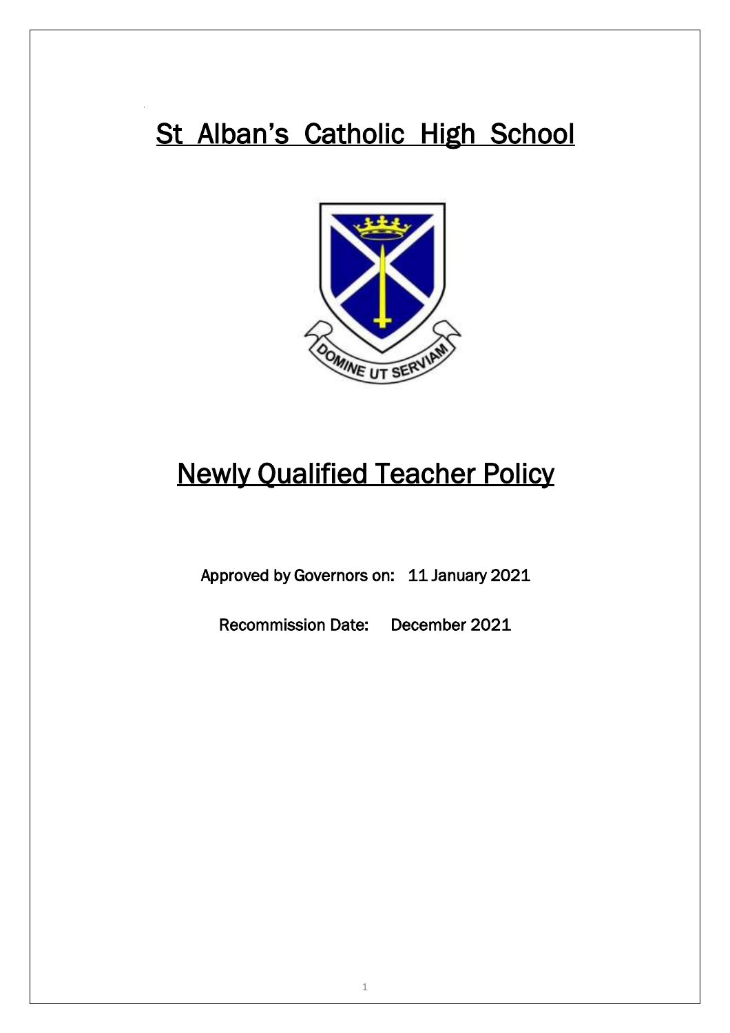# St Alban's Catholic High School

# Newly Qualified Teacher Policy

Approved by Governors on: 11 January 2021

Recommission Date: December 2021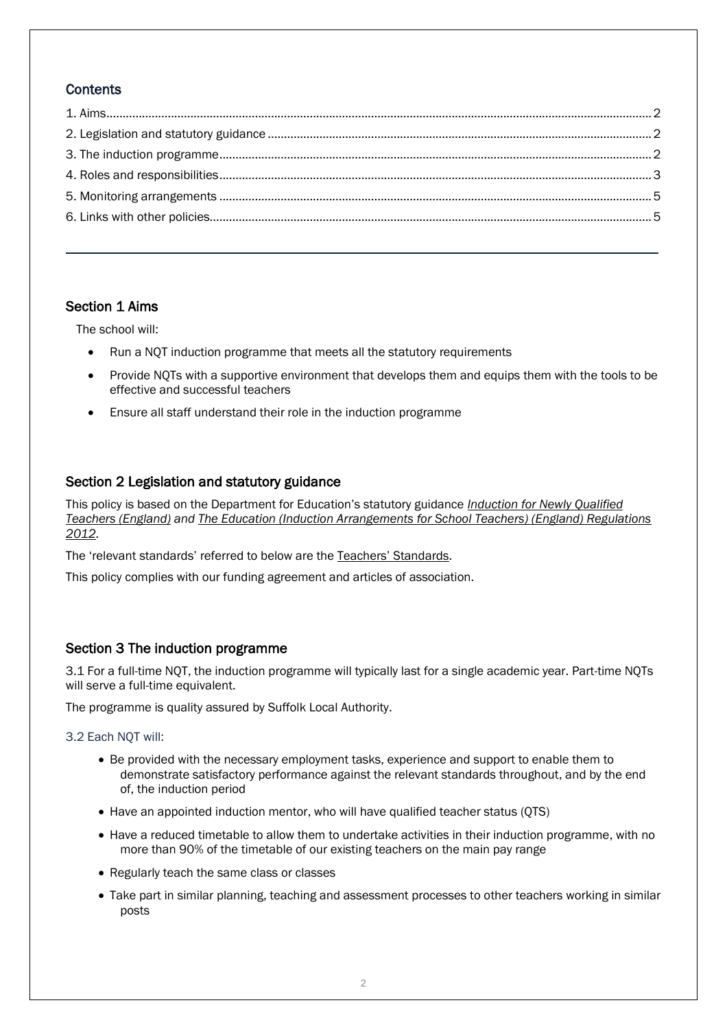## Contents

1. Aims......2
2. Legislation and statutory guidance......2
3. The induction programme......2
4. Roles and responsibilities......3
5. Monitoring arrangements......5
6. Links with other policies......5

---

## Section 1 Aims

The school will:

- Run a NQT induction programme that meets all the statutory requirements
- Provide NQTs with a supportive environment that develops them and equips them with the tools to be effective and successful teachers
- Ensure all staff understand their role in the induction programme

## Section 2 Legislation and statutory guidance

This policy is based on the Department for Education's statutory guidance *Induction for Newly Qualified Teachers (England) and The Education (Induction Arrangements for School Teachers) (England) Regulations 2012.*

The 'relevant standards' referred to below are the Teachers' Standards.

This policy complies with our funding agreement and articles of association.

## Section 3 The induction programme

3.1 For a full-time NQT, the induction programme will typically last for a single academic year. Part-time NQTs will serve a full-time equivalent.

The programme is quality assured by Suffolk Local Authority.

### 3.2 Each NQT will:

- Be provided with the necessary employment tasks, experience and support to enable them to demonstrate satisfactory performance against the relevant standards throughout, and by the end of, the induction period
- Have an appointed induction mentor, who will have qualified teacher status (QTS)
- Have a reduced timetable to allow them to undertake activities in their induction programme, with no more than 90% of the timetable of our existing teachers on the main pay range
- Regularly teach the same class or classes
- Take part in similar planning, teaching and assessment processes to other teachers working in similar posts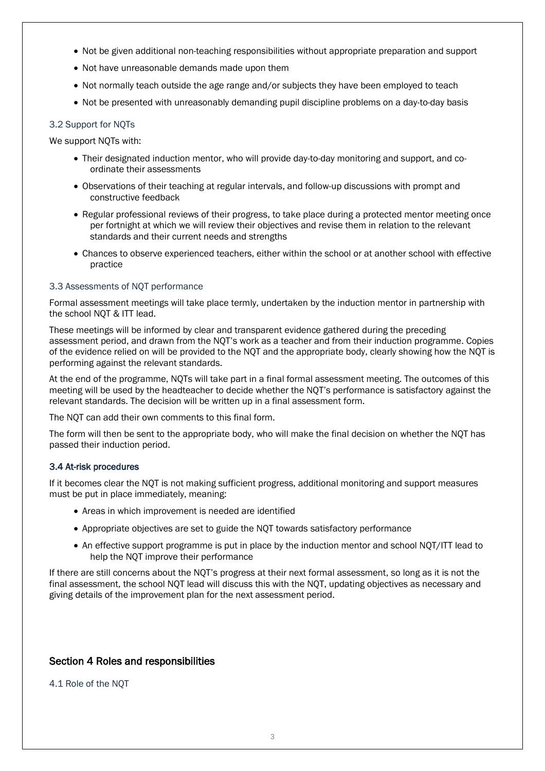- Not be given additional non-teaching responsibilities without appropriate preparation and support
- Not have unreasonable demands made upon them
- Not normally teach outside the age range and/or subjects they have been employed to teach
- Not be presented with unreasonably demanding pupil discipline problems on a day-to-day basis

### 3.2 Support for NQTs

We support NQTs with:

- Their designated induction mentor, who will provide day-to-day monitoring and support, and co-ordinate their assessments
- Observations of their teaching at regular intervals, and follow-up discussions with prompt and constructive feedback
- Regular professional reviews of their progress, to take place during a protected mentor meeting once per fortnight at which we will review their objectives and revise them in relation to the relevant standards and their current needs and strengths
- Chances to observe experienced teachers, either within the school or at another school with effective practice

### 3.3 Assessments of NQT performance

Formal assessment meetings will take place termly, undertaken by the induction mentor in partnership with the school NQT & ITT lead.

These meetings will be informed by clear and transparent evidence gathered during the preceding assessment period, and drawn from the NQT's work as a teacher and from their induction programme. Copies of the evidence relied on will be provided to the NQT and the appropriate body, clearly showing how the NQT is performing against the relevant standards.

At the end of the programme, NQTs will take part in a final formal assessment meeting. The outcomes of this meeting will be used by the headteacher to decide whether the NQT's performance is satisfactory against the relevant standards. The decision will be written up in a final assessment form.

The NQT can add their own comments to this final form.

The form will then be sent to the appropriate body, who will make the final decision on whether the NQT has passed their induction period.

### 3.4 At-risk procedures

If it becomes clear the NQT is not making sufficient progress, additional monitoring and support measures must be put in place immediately, meaning:

- Areas in which improvement is needed are identified
- Appropriate objectives are set to guide the NQT towards satisfactory performance
- An effective support programme is put in place by the induction mentor and school NQT/ITT lead to help the NQT improve their performance

If there are still concerns about the NQT's progress at their next formal assessment, so long as it is not the final assessment, the school NQT lead will discuss this with the NQT, updating objectives as necessary and giving details of the improvement plan for the next assessment period.

## Section 4 Roles and responsibilities

### 4.1 Role of the NQT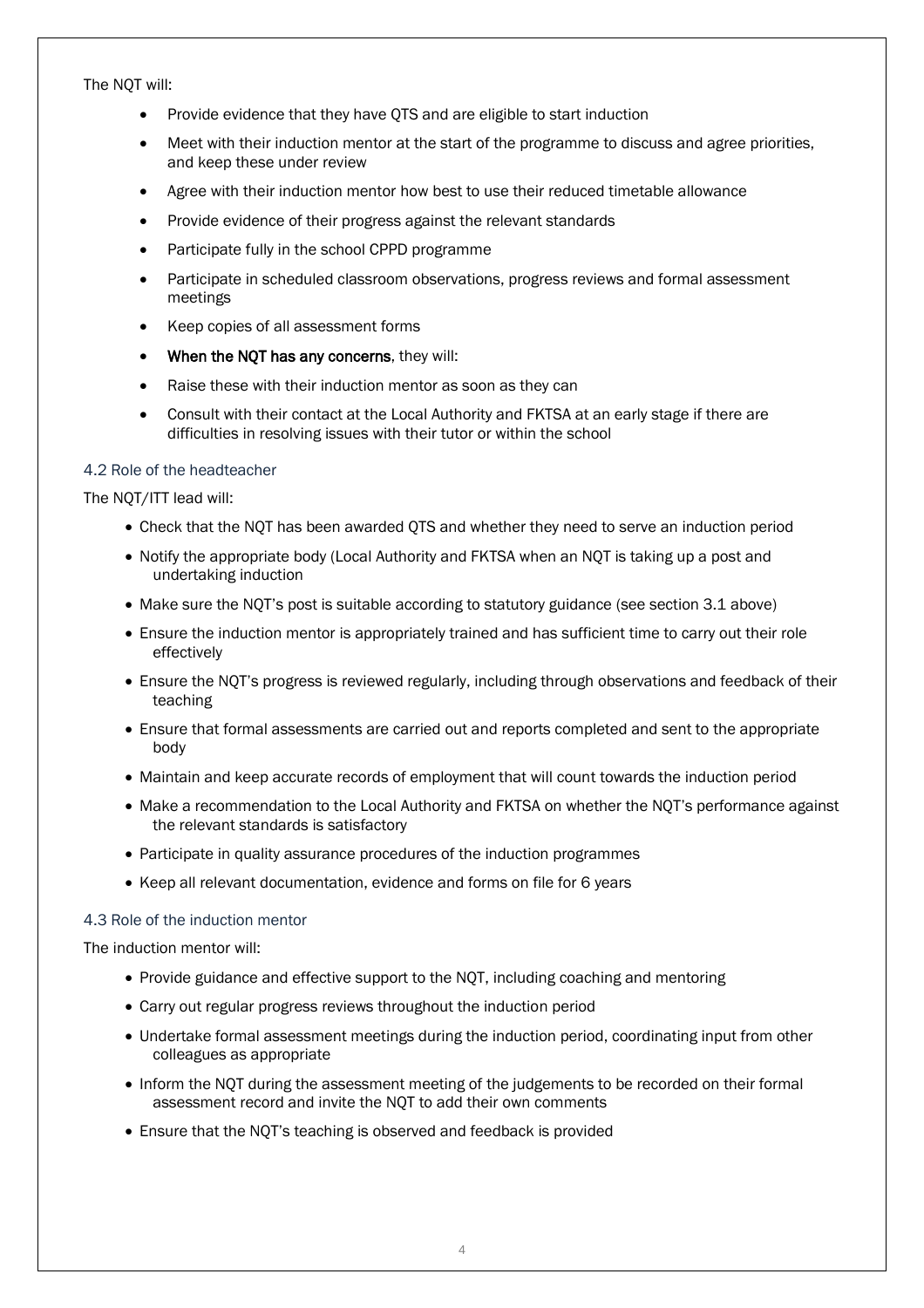The NQT will:

- Provide evidence that they have QTS and are eligible to start induction
- Meet with their induction mentor at the start of the programme to discuss and agree priorities, and keep these under review
- Agree with their induction mentor how best to use their reduced timetable allowance
- Provide evidence of their progress against the relevant standards
- Participate fully in the school CPPD programme
- Participate in scheduled classroom observations, progress reviews and formal assessment meetings
- Keep copies of all assessment forms
- **When the NQT has any concerns**, they will:
- Raise these with their induction mentor as soon as they can
- Consult with their contact at the Local Authority and FKTSA at an early stage if there are difficulties in resolving issues with their tutor or within the school

### 4.2 Role of the headteacher

The NQT/ITT lead will:

- Check that the NQT has been awarded QTS and whether they need to serve an induction period
- Notify the appropriate body (Local Authority and FKTSA when an NQT is taking up a post and undertaking induction
- Make sure the NQT's post is suitable according to statutory guidance (see section 3.1 above)
- Ensure the induction mentor is appropriately trained and has sufficient time to carry out their role effectively
- Ensure the NQT's progress is reviewed regularly, including through observations and feedback of their teaching
- Ensure that formal assessments are carried out and reports completed and sent to the appropriate body
- Maintain and keep accurate records of employment that will count towards the induction period
- Make a recommendation to the Local Authority and FKTSA on whether the NQT's performance against the relevant standards is satisfactory
- Participate in quality assurance procedures of the induction programmes
- Keep all relevant documentation, evidence and forms on file for 6 years

### 4.3 Role of the induction mentor

The induction mentor will:

- Provide guidance and effective support to the NQT, including coaching and mentoring
- Carry out regular progress reviews throughout the induction period
- Undertake formal assessment meetings during the induction period, coordinating input from other colleagues as appropriate
- Inform the NQT during the assessment meeting of the judgements to be recorded on their formal assessment record and invite the NQT to add their own comments
- Ensure that the NQT's teaching is observed and feedback is provided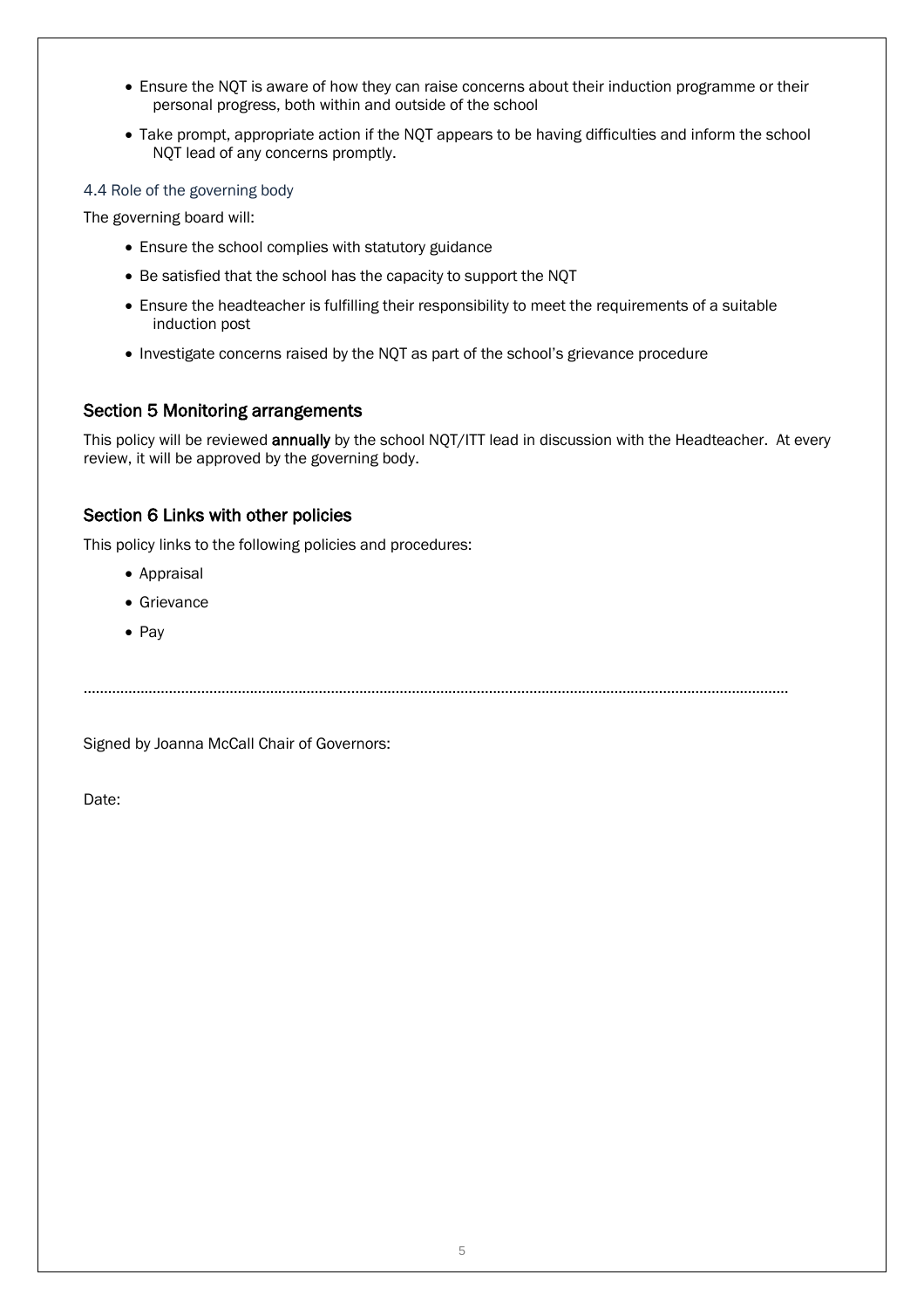- Ensure the NQT is aware of how they can raise concerns about their induction programme or their personal progress, both within and outside of the school
- Take prompt, appropriate action if the NQT appears to be having difficulties and inform the school NQT lead of any concerns promptly.

### 4.4 Role of the governing body

The governing board will:

- Ensure the school complies with statutory guidance
- Be satisfied that the school has the capacity to support the NQT
- Ensure the headteacher is fulfilling their responsibility to meet the requirements of a suitable induction post
- Investigate concerns raised by the NQT as part of the school's grievance procedure

## Section 5 Monitoring arrangements

This policy will be reviewed **annually** by the school NQT/ITT lead in discussion with the Headteacher. At every review, it will be approved by the governing body.

## Section 6 Links with other policies

This policy links to the following policies and procedures:

- Appraisal
- Grievance
- Pay

……………………………………………………………………………………………………………………………………………

Signed by Joanna McCall Chair of Governors:

Date: